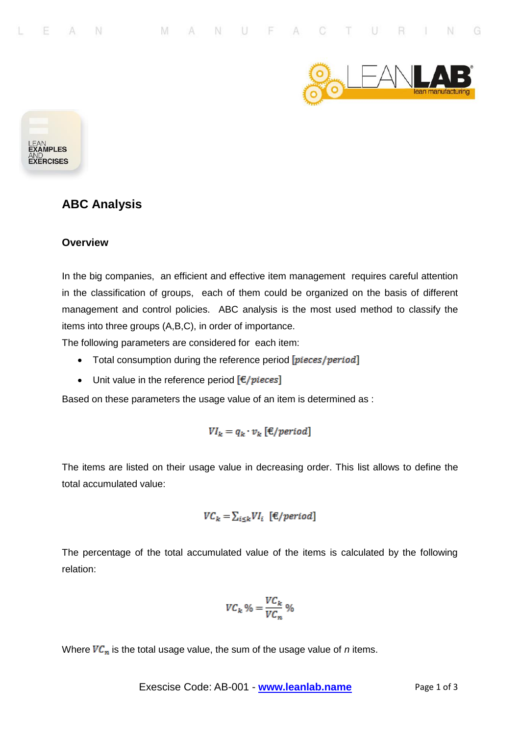# ABC Analysis

## Overview

In the big companies, an efficient and effective item management requires careful attention in the classification of groups, each of them could be organized on the basis of different management and control policies. ABC analysis is the most used method to classify the items into three groups (A,B,C), in order of importance.

The following parameters are considered for each item:

- Total consumption during the reference period $[pieces/period]$
- Unit value in the reference period $[€/pieces]$

Based on these parameters the usage value of an item is determined as :

$$VI_k = q_k \cdot v_k \ [€/period]$$

The items are listed on their usage value in decreasing order. This list allows to define the total accumulated value:

$$VC_k = \sum_{i \leq k} VI_i \ \ [€/period]$$

The percentage of the total accumulated value of the items is calculated by the following relation:

$$VC_k\,\% = \frac{VC_k}{VC_n}\,\%$$

Where $VC_n$ is the total usage value, the sum of the usage value of *n* items.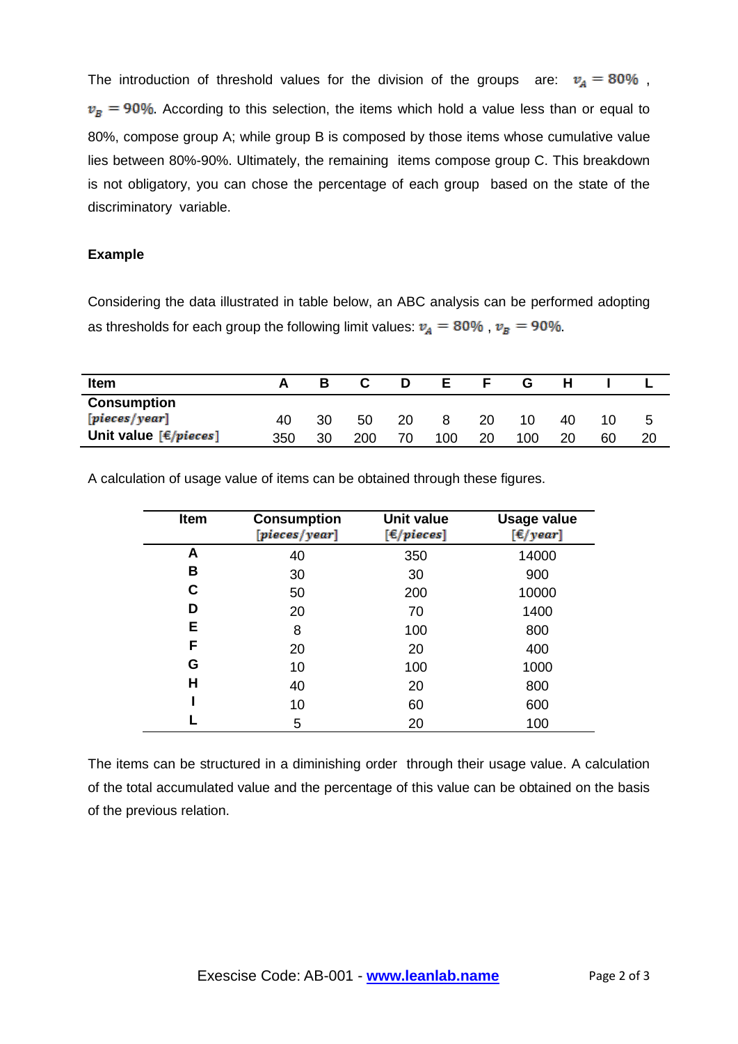The introduction of threshold values for the division of the groups are: $v_A = 80\%$ , $v_B = 90\%$. According to this selection, the items which hold a value less than or equal to 80%, compose group A; while group B is composed by those items whose cumulative value lies between 80%-90%. Ultimately, the remaining items compose group C. This breakdown is not obligatory, you can chose the percentage of each group based on the state of the discriminatory variable.

**Example**

Considering the data illustrated in table below, an ABC analysis can be performed adopting as thresholds for each group the following limit values: $v_A = 80\%$ , $v_B = 90\%$.

| **Item** | **A** | **B** | **C** | **D** | **E** | **F** | **G** | **H** | **I** | **L** |
|---|---|---|---|---|---|---|---|---|---|---|
| **Consumption** $[pieces/year]$ | 40 | 30 | 50 | 20 | 8 | 20 | 10 | 40 | 10 | 5 |
| **Unit value** $[€/pieces]$ | 350 | 30 | 200 | 70 | 100 | 20 | 100 | 20 | 60 | 20 |

A calculation of usage value of items can be obtained through these figures.

| **Item** | **Consumption** $[pieces/year]$ | **Unit value** $[€/pieces]$ | **Usage value** $[€/year]$ |
|---|---|---|---|
| **A** | 40 | 350 | 14000 |
| **B** | 30 | 30 | 900 |
| **C** | 50 | 200 | 10000 |
| **D** | 20 | 70 | 1400 |
| **E** | 8 | 100 | 800 |
| **F** | 20 | 20 | 400 |
| **G** | 10 | 100 | 1000 |
| **H** | 40 | 20 | 800 |
| **I** | 10 | 60 | 600 |
| **L** | 5 | 20 | 100 |

The items can be structured in a diminishing order through their usage value. A calculation of the total accumulated value and the percentage of this value can be obtained on the basis of the previous relation.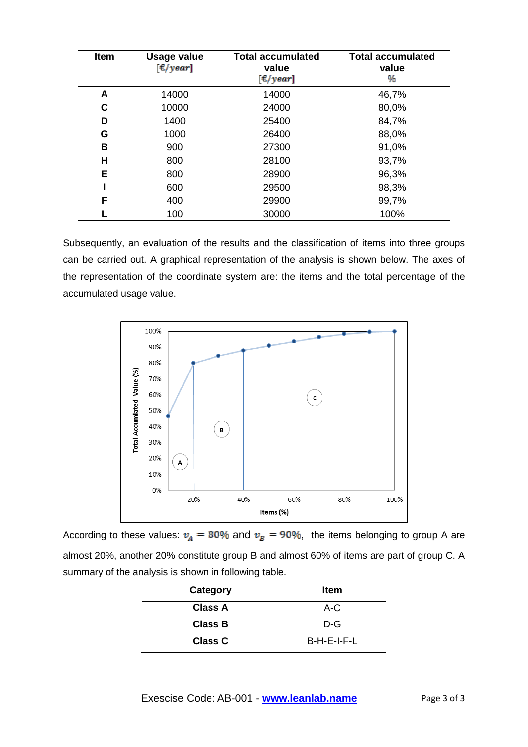| Item | Usage value $[€/year]$ | Total accumulated value $[€/year]$ | Total accumulated value % |
|---|---|---|---|
| **A** | 14000 | 14000 | 46,7% |
| **C** | 10000 | 24000 | 80,0% |
| **D** | 1400 | 25400 | 84,7% |
| **G** | 1000 | 26400 | 88,0% |
| **B** | 900 | 27300 | 91,0% |
| **H** | 800 | 28100 | 93,7% |
| **E** | 800 | 28900 | 96,3% |
| **I** | 600 | 29500 | 98,3% |
| **F** | 400 | 29900 | 99,7% |
| **L** | 100 | 30000 | 100% |

Subsequently, an evaluation of the results and the classification of items into three groups can be carried out. A graphical representation of the analysis is shown below. The axes of the representation of the coordinate system are: the items and the total percentage of the accumulated usage value.

Total Accumulated Value (%)

100%
90%
80%
70%
60%
50%
40%
30%
20%
10%
0%

A
B
C

20%
40%
60%
80%
100%

Items (%)

According to these values: $v_A = 80\%$ and $v_B = 90\%$, the items belonging to group A are almost 20%, another 20% constitute group B and almost 60% of items are part of group C. A summary of the analysis is shown in following table.

| Category | Item |
|---|---|
| **Class A** | A-C |
| **Class B** | D-G |
| **Class C** | B-H-E-I-F-L |

Exescise Code: AB-001 - **www.leanlab.name**